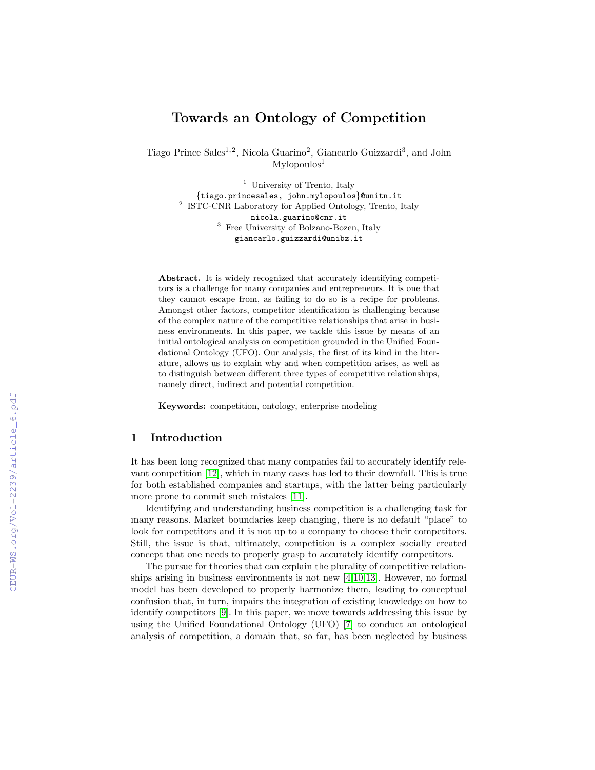# Towards an Ontology of Competition

Tiago Prince Sales[1,2], Nicola Guarino[2], Giancarlo Guizzardi[3], and John Mylopoulos[1]

[1] University of Trento, Italy
{tiago.princesales, john.mylopoulos}@unitn.it
[2] ISTC-CNR Laboratory for Applied Ontology, Trento, Italy
nicola.guarino@cnr.it
[3] Free University of Bolzano-Bozen, Italy
giancarlo.guizzardi@unibz.it

**Abstract.** It is widely recognized that accurately identifying competitors is a challenge for many companies and entrepreneurs. It is one that they cannot escape from, as failing to do so is a recipe for problems. Amongst other factors, competitor identification is challenging because of the complex nature of the competitive relationships that arise in business environments. In this paper, we tackle this issue by means of an initial ontological analysis on competition grounded in the Unified Foundational Ontology (UFO). Our analysis, the first of its kind in the literature, allows us to explain why and when competition arises, as well as to distinguish between different three types of competitive relationships, namely direct, indirect and potential competition.

**Keywords:** competition, ontology, enterprise modeling

## 1 Introduction

It has been long recognized that many companies fail to accurately identify relevant competition [12], which in many cases has led to their downfall. This is true for both established companies and startups, with the latter being particularly more prone to commit such mistakes [11].

Identifying and understanding business competition is a challenging task for many reasons. Market boundaries keep changing, there is no default "place" to look for competitors and it is not up to a company to choose their competitors. Still, the issue is that, ultimately, competition is a complex socially created concept that one needs to properly grasp to accurately identify competitors.

The pursue for theories that can explain the plurality of competitive relationships arising in business environments is not new [4,10,13]. However, no formal model has been developed to properly harmonize them, leading to conceptual confusion that, in turn, impairs the integration of existing knowledge on how to identify competitors [9]. In this paper, we move towards addressing this issue by using the Unified Foundational Ontology (UFO) [7] to conduct an ontological analysis of competition, a domain that, so far, has been neglected by business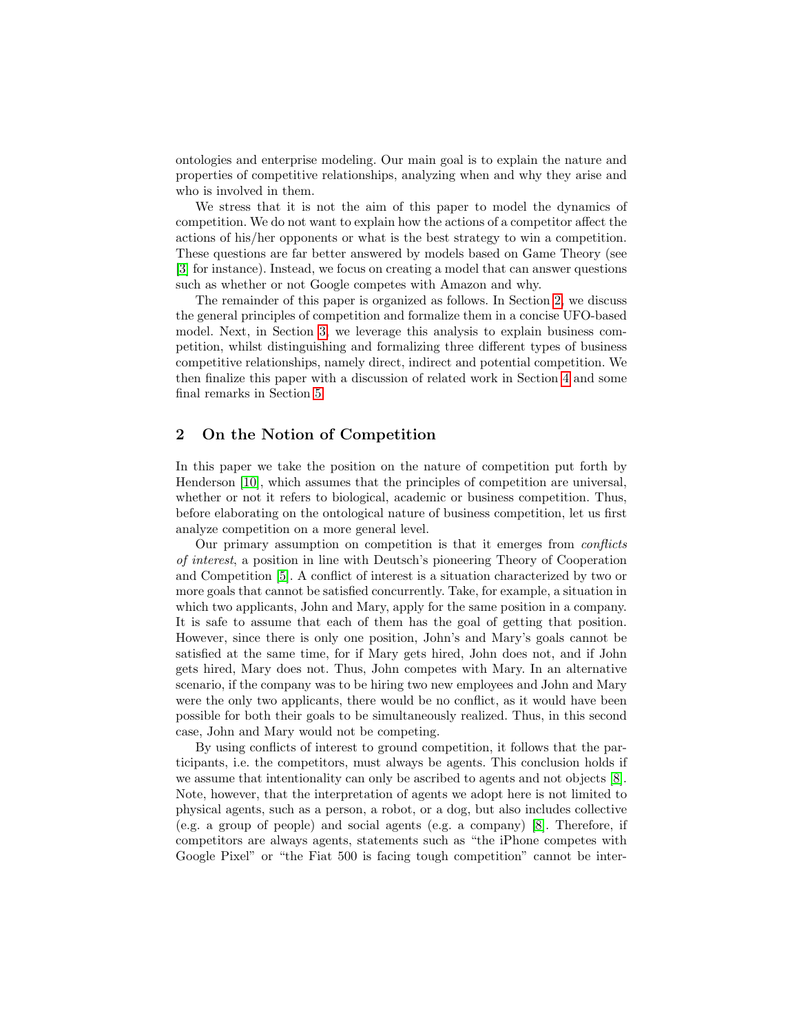ontologies and enterprise modeling. Our main goal is to explain the nature and properties of competitive relationships, analyzing when and why they arise and who is involved in them.

We stress that it is not the aim of this paper to model the dynamics of competition. We do not want to explain how the actions of a competitor affect the actions of his/her opponents or what is the best strategy to win a competition. These questions are far better answered by models based on Game Theory (see [3] for instance). Instead, we focus on creating a model that can answer questions such as whether or not Google competes with Amazon and why.

The remainder of this paper is organized as follows. In Section 2, we discuss the general principles of competition and formalize them in a concise UFO-based model. Next, in Section 3, we leverage this analysis to explain business competition, whilst distinguishing and formalizing three different types of business competitive relationships, namely direct, indirect and potential competition. We then finalize this paper with a discussion of related work in Section 4 and some final remarks in Section 5.

## 2 On the Notion of Competition

In this paper we take the position on the nature of competition put forth by Henderson [10], which assumes that the principles of competition are universal, whether or not it refers to biological, academic or business competition. Thus, before elaborating on the ontological nature of business competition, let us first analyze competition on a more general level.

Our primary assumption on competition is that it emerges from *conflicts of interest*, a position in line with Deutsch's pioneering Theory of Cooperation and Competition [5]. A conflict of interest is a situation characterized by two or more goals that cannot be satisfied concurrently. Take, for example, a situation in which two applicants, John and Mary, apply for the same position in a company. It is safe to assume that each of them has the goal of getting that position. However, since there is only one position, John's and Mary's goals cannot be satisfied at the same time, for if Mary gets hired, John does not, and if John gets hired, Mary does not. Thus, John competes with Mary. In an alternative scenario, if the company was to be hiring two new employees and John and Mary were the only two applicants, there would be no conflict, as it would have been possible for both their goals to be simultaneously realized. Thus, in this second case, John and Mary would not be competing.

By using conflicts of interest to ground competition, it follows that the participants, i.e. the competitors, must always be agents. This conclusion holds if we assume that intentionality can only be ascribed to agents and not objects [8]. Note, however, that the interpretation of agents we adopt here is not limited to physical agents, such as a person, a robot, or a dog, but also includes collective (e.g. a group of people) and social agents (e.g. a company) [8]. Therefore, if competitors are always agents, statements such as "the iPhone competes with Google Pixel" or "the Fiat 500 is facing tough competition" cannot be inter-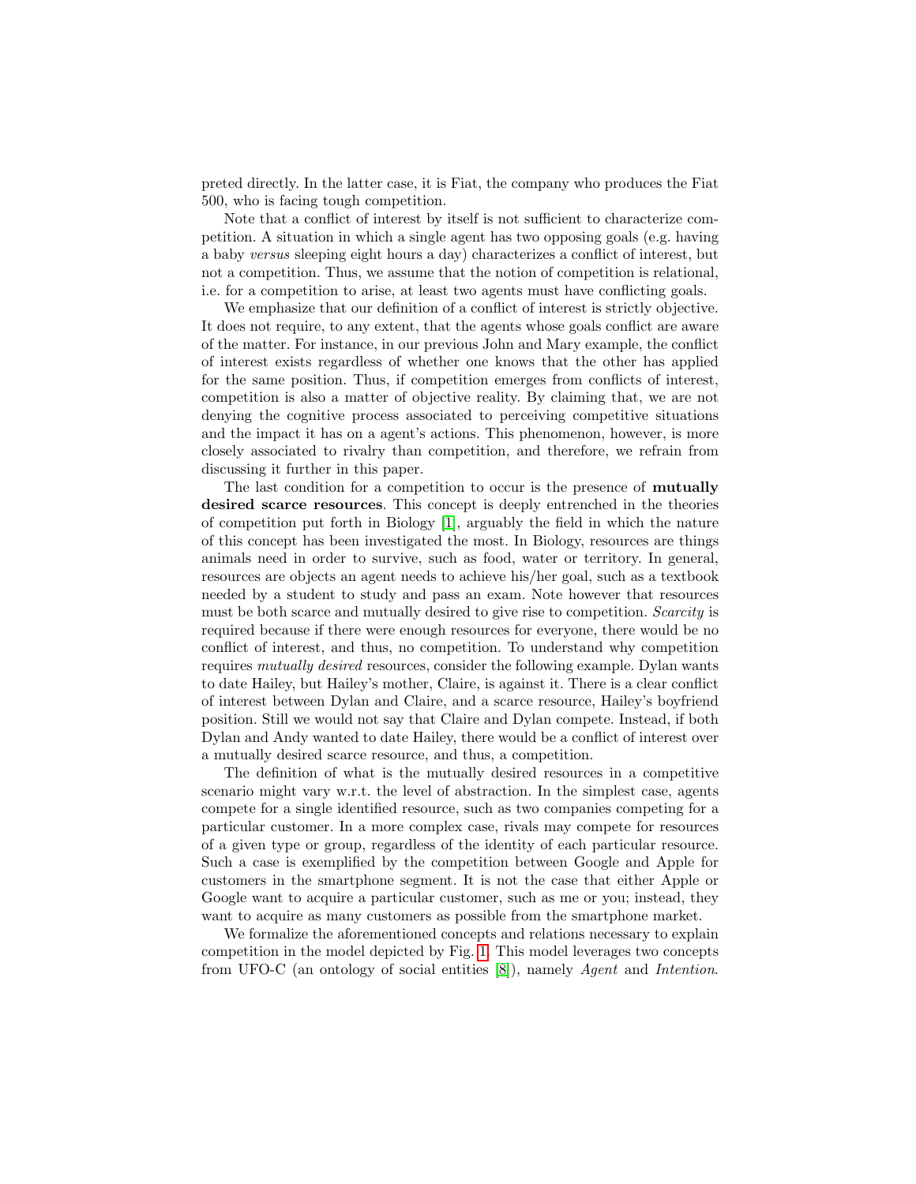preted directly. In the latter case, it is Fiat, the company who produces the Fiat 500, who is facing tough competition.

Note that a conflict of interest by itself is not sufficient to characterize competition. A situation in which a single agent has two opposing goals (e.g. having a baby *versus* sleeping eight hours a day) characterizes a conflict of interest, but not a competition. Thus, we assume that the notion of competition is relational, i.e. for a competition to arise, at least two agents must have conflicting goals.

We emphasize that our definition of a conflict of interest is strictly objective. It does not require, to any extent, that the agents whose goals conflict are aware of the matter. For instance, in our previous John and Mary example, the conflict of interest exists regardless of whether one knows that the other has applied for the same position. Thus, if competition emerges from conflicts of interest, competition is also a matter of objective reality. By claiming that, we are not denying the cognitive process associated to perceiving competitive situations and the impact it has on a agent's actions. This phenomenon, however, is more closely associated to rivalry than competition, and therefore, we refrain from discussing it further in this paper.

The last condition for a competition to occur is the presence of **mutually desired scarce resources**. This concept is deeply entrenched in the theories of competition put forth in Biology [1], arguably the field in which the nature of this concept has been investigated the most. In Biology, resources are things animals need in order to survive, such as food, water or territory. In general, resources are objects an agent needs to achieve his/her goal, such as a textbook needed by a student to study and pass an exam. Note however that resources must be both scarce and mutually desired to give rise to competition. *Scarcity* is required because if there were enough resources for everyone, there would be no conflict of interest, and thus, no competition. To understand why competition requires *mutually desired* resources, consider the following example. Dylan wants to date Hailey, but Hailey's mother, Claire, is against it. There is a clear conflict of interest between Dylan and Claire, and a scarce resource, Hailey's boyfriend position. Still we would not say that Claire and Dylan compete. Instead, if both Dylan and Andy wanted to date Hailey, there would be a conflict of interest over a mutually desired scarce resource, and thus, a competition.

The definition of what is the mutually desired resources in a competitive scenario might vary w.r.t. the level of abstraction. In the simplest case, agents compete for a single identified resource, such as two companies competing for a particular customer. In a more complex case, rivals may compete for resources of a given type or group, regardless of the identity of each particular resource. Such a case is exemplified by the competition between Google and Apple for customers in the smartphone segment. It is not the case that either Apple or Google want to acquire a particular customer, such as me or you; instead, they want to acquire as many customers as possible from the smartphone market.

We formalize the aforementioned concepts and relations necessary to explain competition in the model depicted by Fig. 1. This model leverages two concepts from UFO-C (an ontology of social entities [8]), namely *Agent* and *Intention*.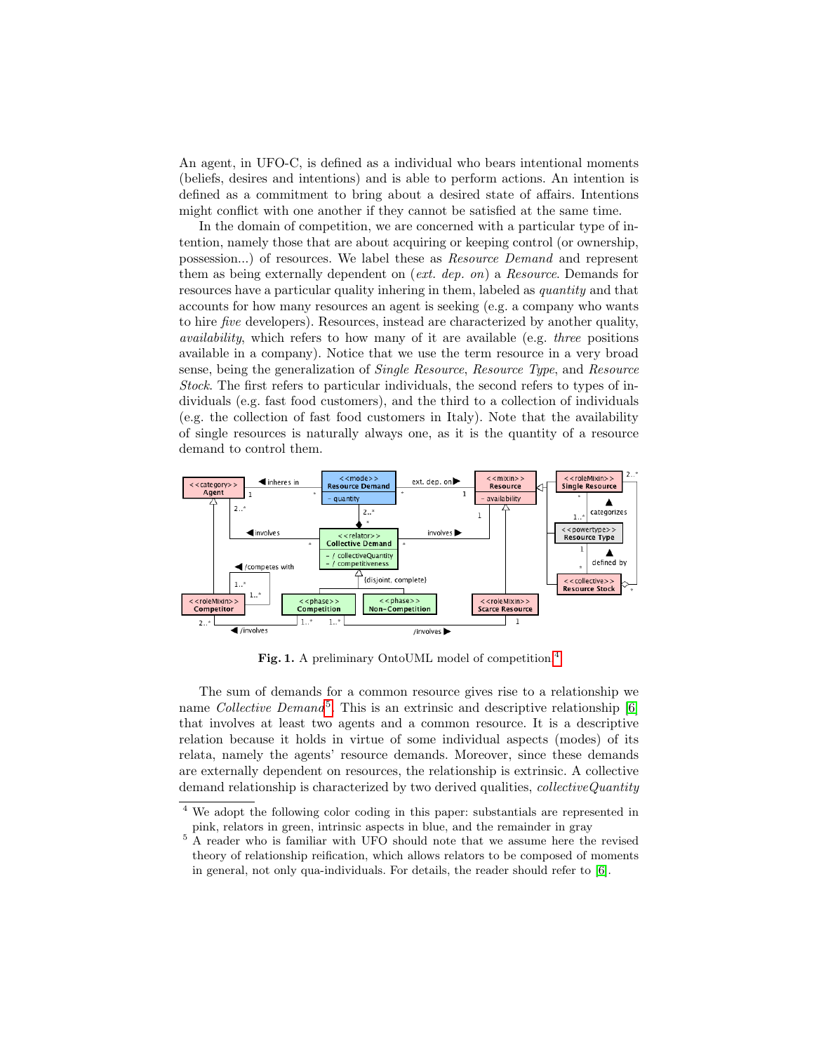An agent, in UFO-C, is defined as a individual who bears intentional moments (beliefs, desires and intentions) and is able to perform actions. An intention is defined as a commitment to bring about a desired state of affairs. Intentions might conflict with one another if they cannot be satisfied at the same time.

In the domain of competition, we are concerned with a particular type of intention, namely those that are about acquiring or keeping control (or ownership, possession...) of resources. We label these as *Resource Demand* and represent them as being externally dependent on (*ext. dep. on*) a *Resource*. Demands for resources have a particular quality inhering in them, labeled as *quantity* and that accounts for how many resources an agent is seeking (e.g. a company who wants to hire *five* developers). Resources, instead are characterized by another quality, *availability*, which refers to how many of it are available (e.g. *three* positions available in a company). Notice that we use the term resource in a very broad sense, being the generalization of *Single Resource*, *Resource Type*, and *Resource Stock*. The first refers to particular individuals, the second refers to types of individuals (e.g. fast food customers), and the third to a collection of individuals (e.g. the collection of fast food customers in Italy). Note that the availability of single resources is naturally always one, as it is the quantity of a resource demand to control them.

**Fig. 1.** A preliminary OntoUML model of competition.[4]

The sum of demands for a common resource gives rise to a relationship we name *Collective Demand*[5]. This is an extrinsic and descriptive relationship [6] that involves at least two agents and a common resource. It is a descriptive relation because it holds in virtue of some individual aspects (modes) of its relata, namely the agents' resource demands. Moreover, since these demands are externally dependent on resources, the relationship is extrinsic. A collective demand relationship is characterized by two derived qualities, *collectiveQuantity*

[4] We adopt the following color coding in this paper: substantials are represented in pink, relators in green, intrinsic aspects in blue, and the remainder in gray

[5] A reader who is familiar with UFO should note that we assume here the revised theory of relationship reification, which allows relators to be composed of moments in general, not only qua-individuals. For details, the reader should refer to [6].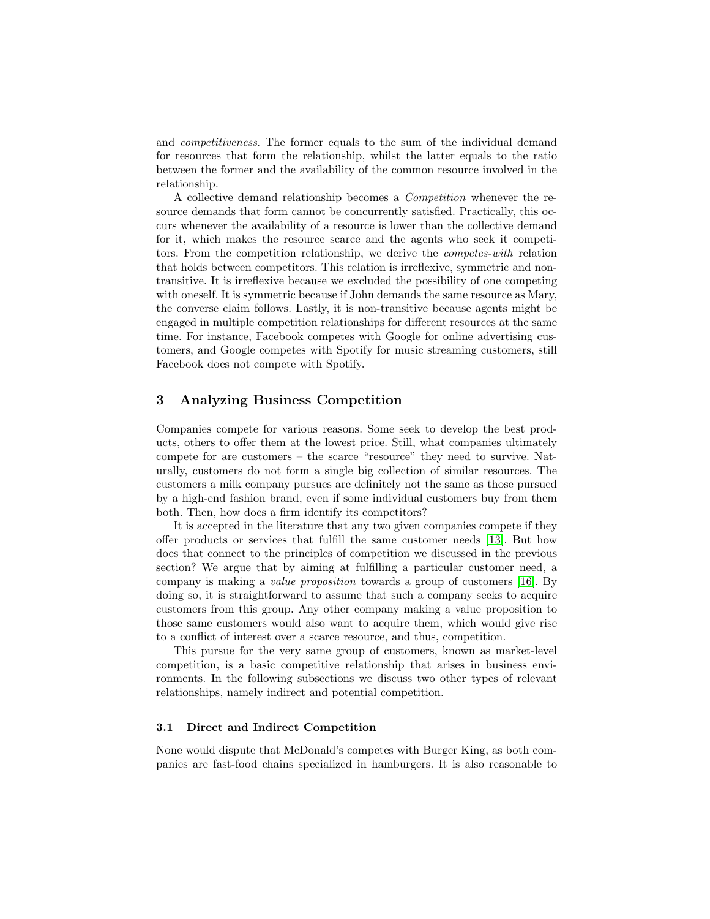and *competitiveness*. The former equals to the sum of the individual demand for resources that form the relationship, whilst the latter equals to the ratio between the former and the availability of the common resource involved in the relationship.

A collective demand relationship becomes a *Competition* whenever the resource demands that form cannot be concurrently satisfied. Practically, this occurs whenever the availability of a resource is lower than the collective demand for it, which makes the resource scarce and the agents who seek it competitors. From the competition relationship, we derive the *competes-with* relation that holds between competitors. This relation is irreflexive, symmetric and non-transitive. It is irreflexive because we excluded the possibility of one competing with oneself. It is symmetric because if John demands the same resource as Mary, the converse claim follows. Lastly, it is non-transitive because agents might be engaged in multiple competition relationships for different resources at the same time. For instance, Facebook competes with Google for online advertising customers, and Google competes with Spotify for music streaming customers, still Facebook does not compete with Spotify.

## 3 Analyzing Business Competition

Companies compete for various reasons. Some seek to develop the best products, others to offer them at the lowest price. Still, what companies ultimately compete for are customers – the scarce "resource" they need to survive. Naturally, customers do not form a single big collection of similar resources. The customers a milk company pursues are definitely not the same as those pursued by a high-end fashion brand, even if some individual customers buy from them both. Then, how does a firm identify its competitors?

It is accepted in the literature that any two given companies compete if they offer products or services that fulfill the same customer needs [13]. But how does that connect to the principles of competition we discussed in the previous section? We argue that by aiming at fulfilling a particular customer need, a company is making a *value proposition* towards a group of customers [16]. By doing so, it is straightforward to assume that such a company seeks to acquire customers from this group. Any other company making a value proposition to those same customers would also want to acquire them, which would give rise to a conflict of interest over a scarce resource, and thus, competition.

This pursue for the very same group of customers, known as market-level competition, is a basic competitive relationship that arises in business environments. In the following subsections we discuss two other types of relevant relationships, namely indirect and potential competition.

### 3.1 Direct and Indirect Competition

None would dispute that McDonald's competes with Burger King, as both companies are fast-food chains specialized in hamburgers. It is also reasonable to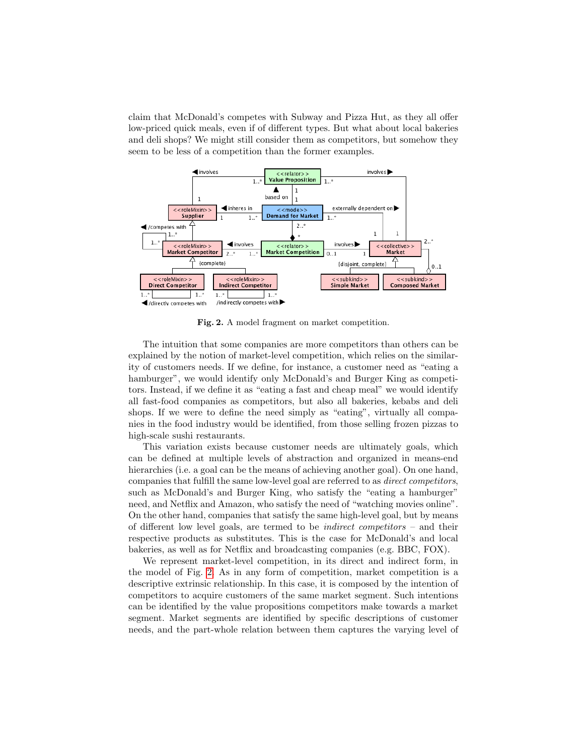claim that McDonald's competes with Subway and Pizza Hut, as they all offer low-priced quick meals, even if of different types. But what about local bakeries and deli shops? We might still consider them as competitors, but somehow they seem to be less of a competition than the former examples.

**Fig. 2.** A model fragment on market competition.

The intuition that some companies are more competitors than others can be explained by the notion of market-level competition, which relies on the similarity of customers needs. If we define, for instance, a customer need as "eating a hamburger", we would identify only McDonald's and Burger King as competitors. Instead, if we define it as "eating a fast and cheap meal" we would identify all fast-food companies as competitors, but also all bakeries, kebabs and deli shops. If we were to define the need simply as "eating", virtually all companies in the food industry would be identified, from those selling frozen pizzas to high-scale sushi restaurants.

This variation exists because customer needs are ultimately goals, which can be defined at multiple levels of abstraction and organized in means-end hierarchies (i.e. a goal can be the means of achieving another goal). On one hand, companies that fulfill the same low-level goal are referred to as *direct competitors*, such as McDonald's and Burger King, who satisfy the "eating a hamburger" need, and Netflix and Amazon, who satisfy the need of "watching movies online". On the other hand, companies that satisfy the same high-level goal, but by means of different low level goals, are termed to be *indirect competitors* – and their respective products as substitutes. This is the case for McDonald's and local bakeries, as well as for Netflix and broadcasting companies (e.g. BBC, FOX).

We represent market-level competition, in its direct and indirect form, in the model of Fig. 2. As in any form of competition, market competition is a descriptive extrinsic relationship. In this case, it is composed by the intention of competitors to acquire customers of the same market segment. Such intentions can be identified by the value propositions competitors make towards a market segment. Market segments are identified by specific descriptions of customer needs, and the part-whole relation between them captures the varying level of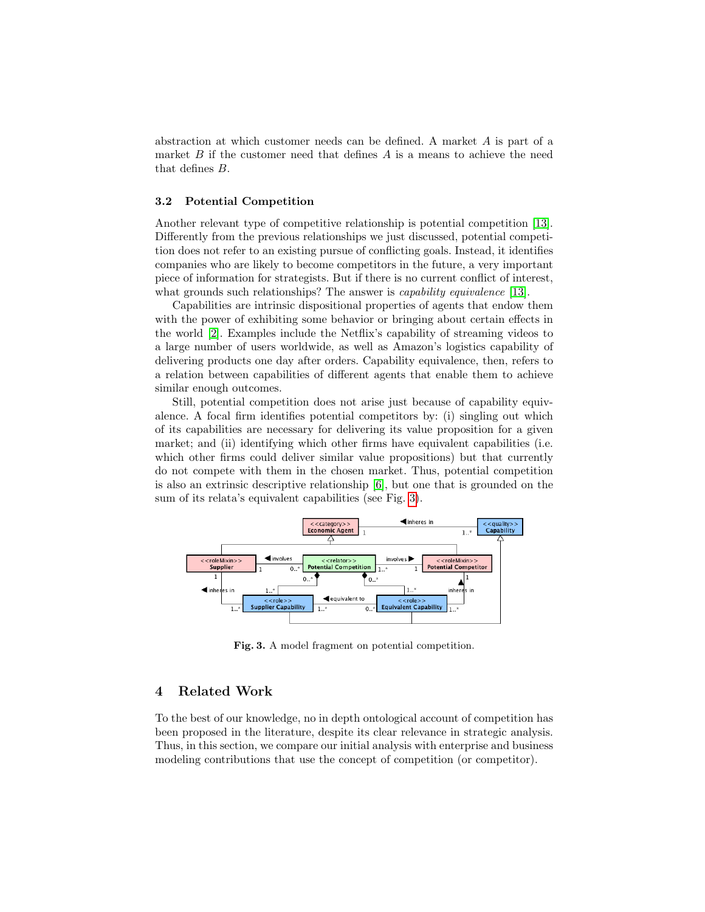abstraction at which customer needs can be defined. A market $A$ is part of a market $B$ if the customer need that defines $A$ is a means to achieve the need that defines $B$.

### 3.2 Potential Competition

Another relevant type of competitive relationship is potential competition [13]. Differently from the previous relationships we just discussed, potential competition does not refer to an existing pursue of conflicting goals. Instead, it identifies companies who are likely to become competitors in the future, a very important piece of information for strategists. But if there is no current conflict of interest, what grounds such relationships? The answer is *capability equivalence* [13].

Capabilities are intrinsic dispositional properties of agents that endow them with the power of exhibiting some behavior or bringing about certain effects in the world [2]. Examples include the Netflix's capability of streaming videos to a large number of users worldwide, as well as Amazon's logistics capability of delivering products one day after orders. Capability equivalence, then, refers to a relation between capabilities of different agents that enable them to achieve similar enough outcomes.

Still, potential competition does not arise just because of capability equivalence. A focal firm identifies potential competitors by: (i) singling out which of its capabilities are necessary for delivering its value proposition for a given market; and (ii) identifying which other firms have equivalent capabilities (i.e. which other firms could deliver similar value propositions) but that currently do not compete with them in the chosen market. Thus, potential competition is also an extrinsic descriptive relationship [6], but one that is grounded on the sum of its relata's equivalent capabilities (see Fig. 3).

**Fig. 3.** A model fragment on potential competition.

## 4 Related Work

To the best of our knowledge, no in depth ontological account of competition has been proposed in the literature, despite its clear relevance in strategic analysis. Thus, in this section, we compare our initial analysis with enterprise and business modeling contributions that use the concept of competition (or competitor).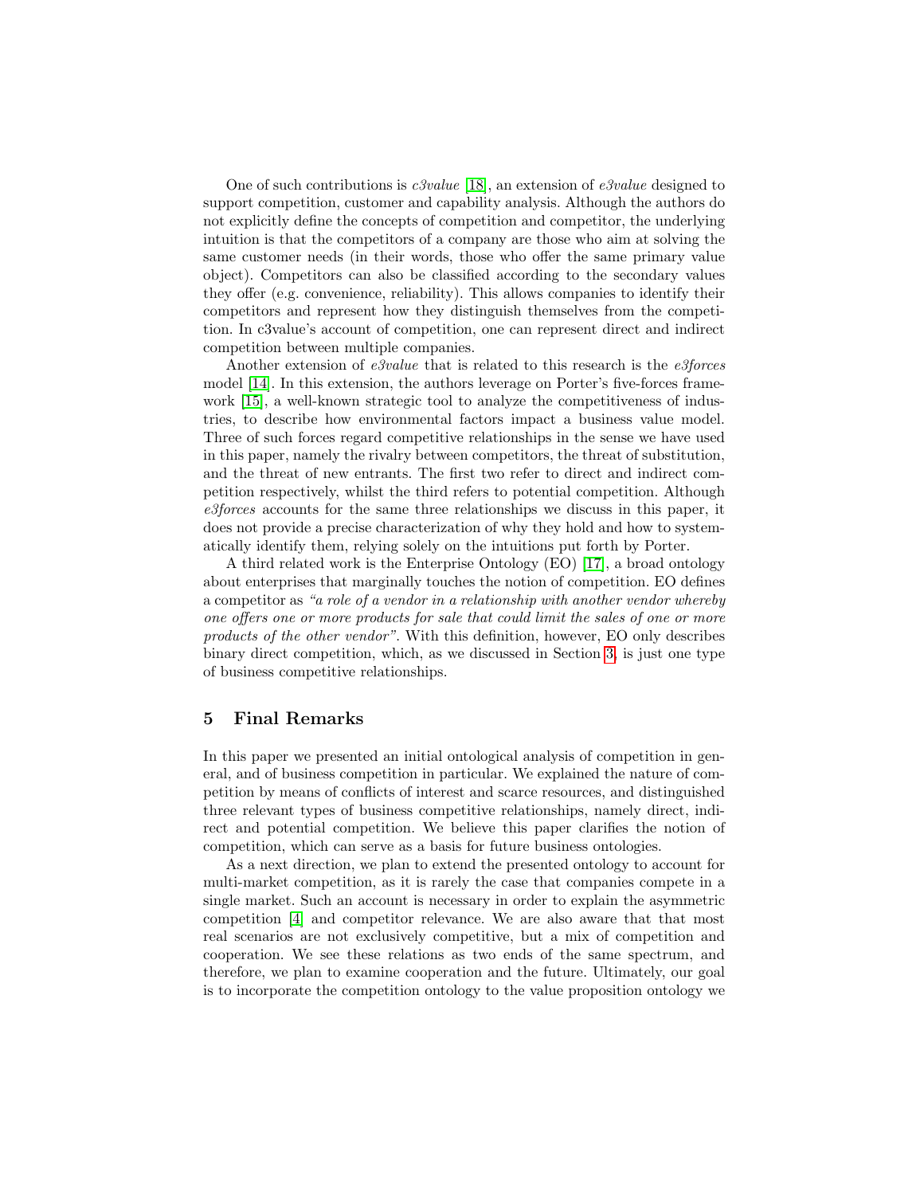One of such contributions is *c3value* [18], an extension of *e3value* designed to support competition, customer and capability analysis. Although the authors do not explicitly define the concepts of competition and competitor, the underlying intuition is that the competitors of a company are those who aim at solving the same customer needs (in their words, those who offer the same primary value object). Competitors can also be classified according to the secondary values they offer (e.g. convenience, reliability). This allows companies to identify their competitors and represent how they distinguish themselves from the competition. In c3value's account of competition, one can represent direct and indirect competition between multiple companies.

Another extension of *e3value* that is related to this research is the *e3forces* model [14]. In this extension, the authors leverage on Porter's five-forces framework [15], a well-known strategic tool to analyze the competitiveness of industries, to describe how environmental factors impact a business value model. Three of such forces regard competitive relationships in the sense we have used in this paper, namely the rivalry between competitors, the threat of substitution, and the threat of new entrants. The first two refer to direct and indirect competition respectively, whilst the third refers to potential competition. Although *e3forces* accounts for the same three relationships we discuss in this paper, it does not provide a precise characterization of why they hold and how to systematically identify them, relying solely on the intuitions put forth by Porter.

A third related work is the Enterprise Ontology (EO) [17], a broad ontology about enterprises that marginally touches the notion of competition. EO defines a competitor as *"a role of a vendor in a relationship with another vendor whereby one offers one or more products for sale that could limit the sales of one or more products of the other vendor"*. With this definition, however, EO only describes binary direct competition, which, as we discussed in Section 3, is just one type of business competitive relationships.

## 5 Final Remarks

In this paper we presented an initial ontological analysis of competition in general, and of business competition in particular. We explained the nature of competition by means of conflicts of interest and scarce resources, and distinguished three relevant types of business competitive relationships, namely direct, indirect and potential competition. We believe this paper clarifies the notion of competition, which can serve as a basis for future business ontologies.

As a next direction, we plan to extend the presented ontology to account for multi-market competition, as it is rarely the case that companies compete in a single market. Such an account is necessary in order to explain the asymmetric competition [4] and competitor relevance. We are also aware that that most real scenarios are not exclusively competitive, but a mix of competition and cooperation. We see these relations as two ends of the same spectrum, and therefore, we plan to examine cooperation and the future. Ultimately, our goal is to incorporate the competition ontology to the value proposition ontology we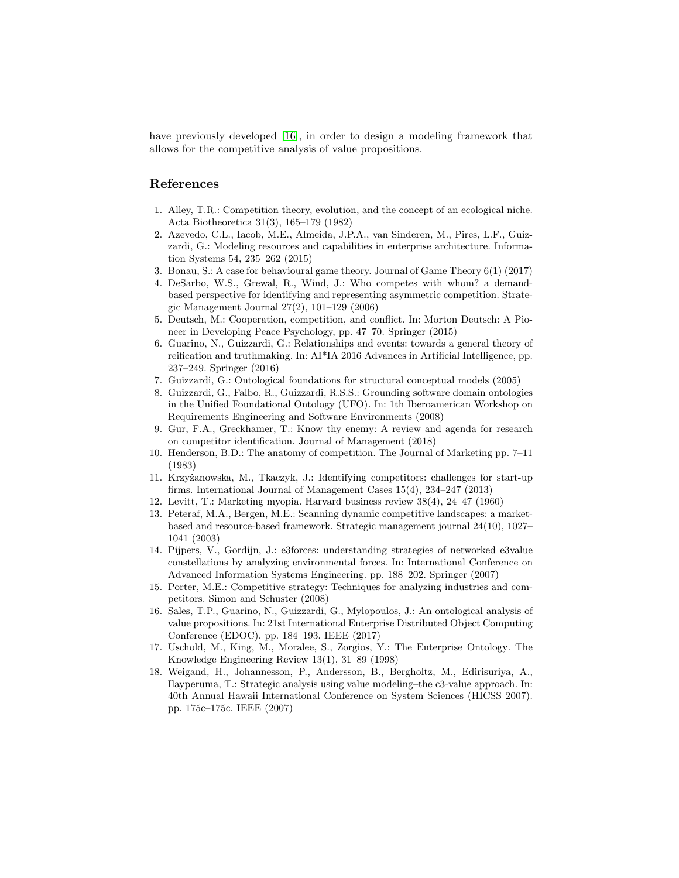have previously developed [16], in order to design a modeling framework that allows for the competitive analysis of value propositions.

## References

1. Alley, T.R.: Competition theory, evolution, and the concept of an ecological niche. Acta Biotheoretica 31(3), 165–179 (1982)
2. Azevedo, C.L., Iacob, M.E., Almeida, J.P.A., van Sinderen, M., Pires, L.F., Guizzardi, G.: Modeling resources and capabilities in enterprise architecture. Information Systems 54, 235–262 (2015)
3. Bonau, S.: A case for behavioural game theory. Journal of Game Theory 6(1) (2017)
4. DeSarbo, W.S., Grewal, R., Wind, J.: Who competes with whom? a demand-based perspective for identifying and representing asymmetric competition. Strategic Management Journal 27(2), 101–129 (2006)
5. Deutsch, M.: Cooperation, competition, and conflict. In: Morton Deutsch: A Pioneer in Developing Peace Psychology, pp. 47–70. Springer (2015)
6. Guarino, N., Guizzardi, G.: Relationships and events: towards a general theory of reification and truthmaking. In: AI*IA 2016 Advances in Artificial Intelligence, pp. 237–249. Springer (2016)
7. Guizzardi, G.: Ontological foundations for structural conceptual models (2005)
8. Guizzardi, G., Falbo, R., Guizzardi, R.S.S.: Grounding software domain ontologies in the Unified Foundational Ontology (UFO). In: 1th Iberoamerican Workshop on Requirements Engineering and Software Environments (2008)
9. Gur, F.A., Greckhamer, T.: Know thy enemy: A review and agenda for research on competitor identification. Journal of Management (2018)
10. Henderson, B.D.: The anatomy of competition. The Journal of Marketing pp. 7–11 (1983)
11. Krzyżanowska, M., Tkaczyk, J.: Identifying competitors: challenges for start-up firms. International Journal of Management Cases 15(4), 234–247 (2013)
12. Levitt, T.: Marketing myopia. Harvard business review 38(4), 24–47 (1960)
13. Peteraf, M.A., Bergen, M.E.: Scanning dynamic competitive landscapes: a market-based and resource-based framework. Strategic management journal 24(10), 1027–1041 (2003)
14. Pijpers, V., Gordijn, J.: e3forces: understanding strategies of networked e3value constellations by analyzing environmental forces. In: International Conference on Advanced Information Systems Engineering. pp. 188–202. Springer (2007)
15. Porter, M.E.: Competitive strategy: Techniques for analyzing industries and competitors. Simon and Schuster (2008)
16. Sales, T.P., Guarino, N., Guizzardi, G., Mylopoulos, J.: An ontological analysis of value propositions. In: 21st International Enterprise Distributed Object Computing Conference (EDOC). pp. 184–193. IEEE (2017)
17. Uschold, M., King, M., Moralee, S., Zorgios, Y.: The Enterprise Ontology. The Knowledge Engineering Review 13(1), 31–89 (1998)
18. Weigand, H., Johannesson, P., Andersson, B., Bergholtz, M., Edirisuriya, A., Ilayperuma, T.: Strategic analysis using value modeling–the c3-value approach. In: 40th Annual Hawaii International Conference on System Sciences (HICSS 2007). pp. 175c–175c. IEEE (2007)